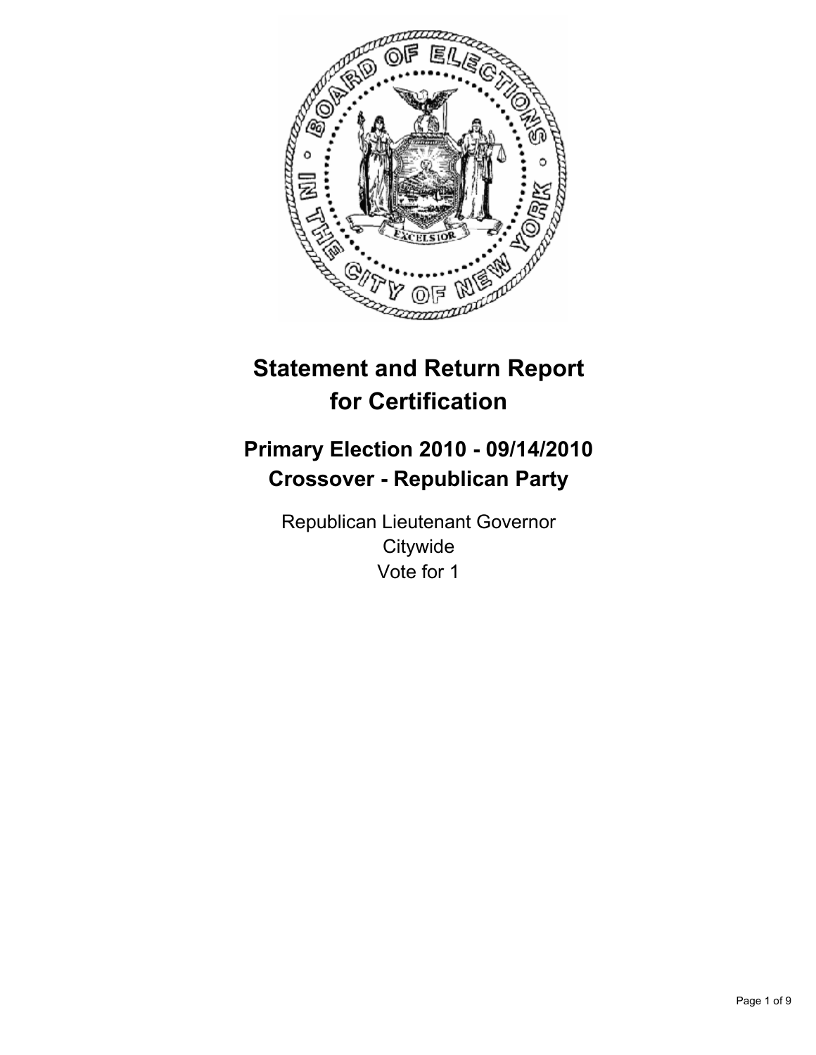# Statement and Return Report for Certification

## Primary Election 2010 - 09/14/2010
## Crossover - Republican Party

Republican Lieutenant Governor
Citywide
Vote for 1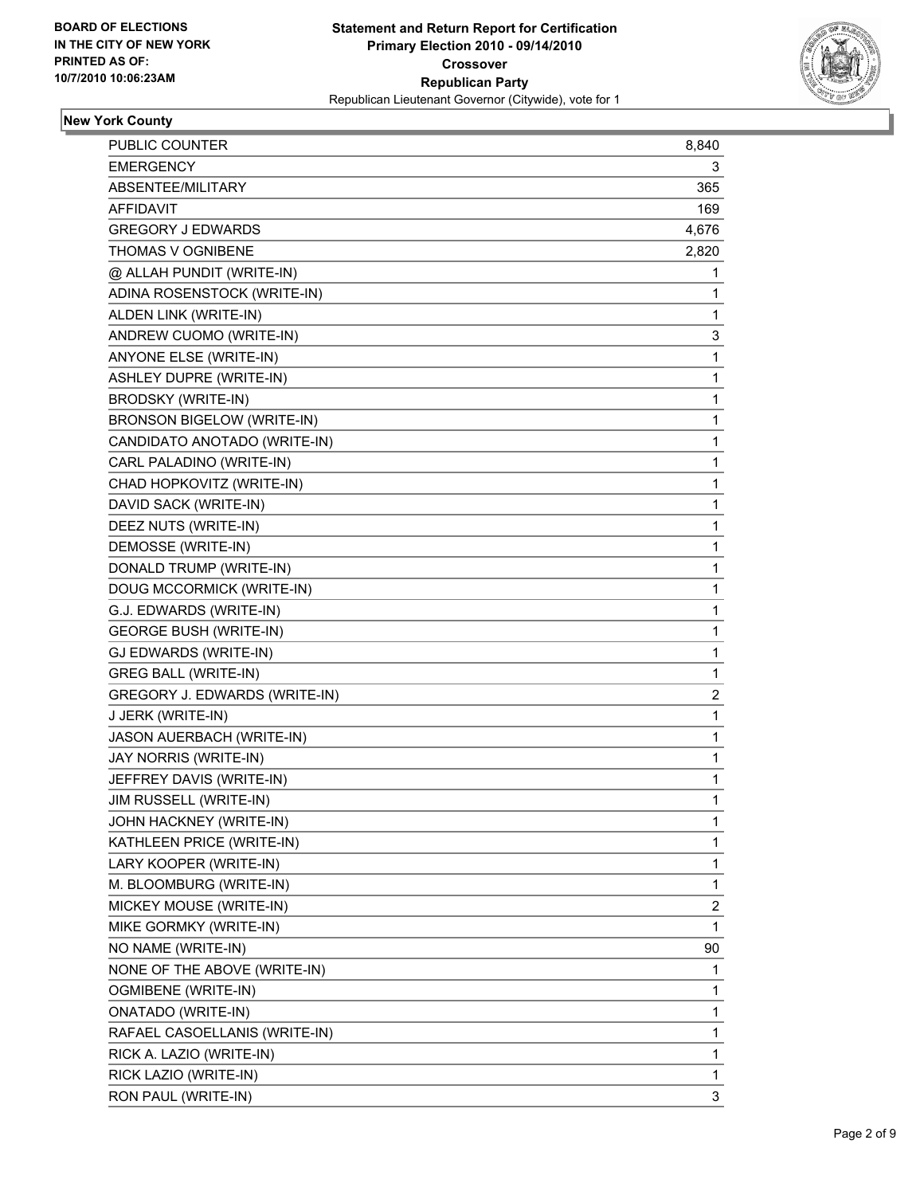**BOARD OF ELECTIONS IN THE CITY OF NEW YORK PRINTED AS OF: 10/7/2010 10:06:23AM**

**Statement and Return Report for Certification**
**Primary Election 2010 - 09/14/2010**
**Crossover**
**Republican Party**
Republican Lieutenant Governor (Citywide), vote for 1

## New York County

| | |
|---|---|
| PUBLIC COUNTER | 8,840 |
| EMERGENCY | 3 |
| ABSENTEE/MILITARY | 365 |
| AFFIDAVIT | 169 |
| GREGORY J EDWARDS | 4,676 |
| THOMAS V OGNIBENE | 2,820 |
| @ ALLAH PUNDIT (WRITE-IN) | 1 |
| ADINA ROSENSTOCK (WRITE-IN) | 1 |
| ALDEN LINK (WRITE-IN) | 1 |
| ANDREW CUOMO (WRITE-IN) | 3 |
| ANYONE ELSE (WRITE-IN) | 1 |
| ASHLEY DUPRE (WRITE-IN) | 1 |
| BRODSKY (WRITE-IN) | 1 |
| BRONSON BIGELOW (WRITE-IN) | 1 |
| CANDIDATO ANOTADO (WRITE-IN) | 1 |
| CARL PALADINO (WRITE-IN) | 1 |
| CHAD HOPKOVITZ (WRITE-IN) | 1 |
| DAVID SACK (WRITE-IN) | 1 |
| DEEZ NUTS (WRITE-IN) | 1 |
| DEMOSSE (WRITE-IN) | 1 |
| DONALD TRUMP (WRITE-IN) | 1 |
| DOUG MCCORMICK (WRITE-IN) | 1 |
| G.J. EDWARDS (WRITE-IN) | 1 |
| GEORGE BUSH (WRITE-IN) | 1 |
| GJ EDWARDS (WRITE-IN) | 1 |
| GREG BALL (WRITE-IN) | 1 |
| GREGORY J. EDWARDS (WRITE-IN) | 2 |
| J JERK (WRITE-IN) | 1 |
| JASON AUERBACH (WRITE-IN) | 1 |
| JAY NORRIS (WRITE-IN) | 1 |
| JEFFREY DAVIS (WRITE-IN) | 1 |
| JIM RUSSELL (WRITE-IN) | 1 |
| JOHN HACKNEY (WRITE-IN) | 1 |
| KATHLEEN PRICE (WRITE-IN) | 1 |
| LARY KOOPER (WRITE-IN) | 1 |
| M. BLOOMBURG (WRITE-IN) | 1 |
| MICKEY MOUSE (WRITE-IN) | 2 |
| MIKE GORMKY (WRITE-IN) | 1 |
| NO NAME (WRITE-IN) | 90 |
| NONE OF THE ABOVE (WRITE-IN) | 1 |
| OGMIBENE (WRITE-IN) | 1 |
| ONATADO (WRITE-IN) | 1 |
| RAFAEL CASOELLANIS (WRITE-IN) | 1 |
| RICK A. LAZIO (WRITE-IN) | 1 |
| RICK LAZIO (WRITE-IN) | 1 |
| RON PAUL (WRITE-IN) | 3 |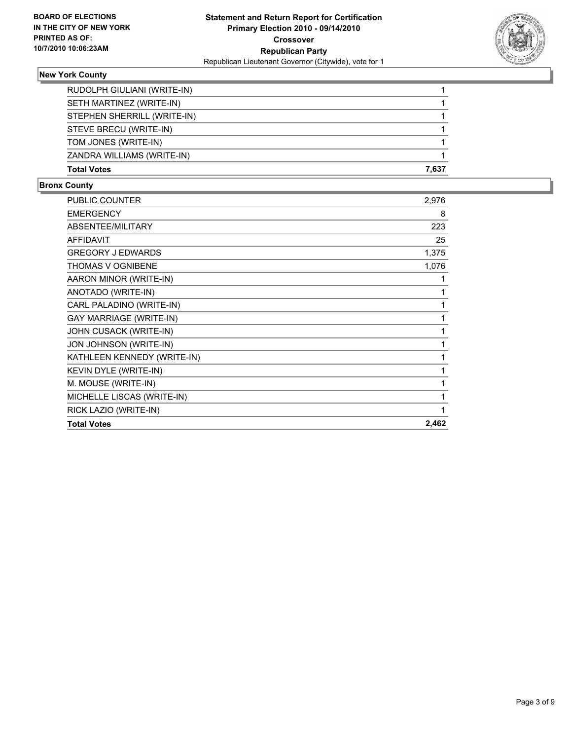**Statement and Return Report for Certification**
**Primary Election 2010 - 09/14/2010**
**Crossover**
**Republican Party**
Republican Lieutenant Governor (Citywide), vote for 1

BOARD OF ELECTIONS IN THE CITY OF NEW YORK
PRINTED AS OF: 10/7/2010 10:06:23AM

## New York County

| | |
|---|---|
| RUDOLPH GIULIANI (WRITE-IN) | 1 |
| SETH MARTINEZ (WRITE-IN) | 1 |
| STEPHEN SHERRILL (WRITE-IN) | 1 |
| STEVE BRECU (WRITE-IN) | 1 |
| TOM JONES (WRITE-IN) | 1 |
| ZANDRA WILLIAMS (WRITE-IN) | 1 |
| **Total Votes** | **7,637** |

## Bronx County

| | |
|---|---|
| PUBLIC COUNTER | 2,976 |
| EMERGENCY | 8 |
| ABSENTEE/MILITARY | 223 |
| AFFIDAVIT | 25 |
| GREGORY J EDWARDS | 1,375 |
| THOMAS V OGNIBENE | 1,076 |
| AARON MINOR (WRITE-IN) | 1 |
| ANOTADO (WRITE-IN) | 1 |
| CARL PALADINO (WRITE-IN) | 1 |
| GAY MARRIAGE (WRITE-IN) | 1 |
| JOHN CUSACK (WRITE-IN) | 1 |
| JON JOHNSON (WRITE-IN) | 1 |
| KATHLEEN KENNEDY (WRITE-IN) | 1 |
| KEVIN DYLE (WRITE-IN) | 1 |
| M. MOUSE (WRITE-IN) | 1 |
| MICHELLE LISCAS (WRITE-IN) | 1 |
| RICK LAZIO (WRITE-IN) | 1 |
| **Total Votes** | **2,462** |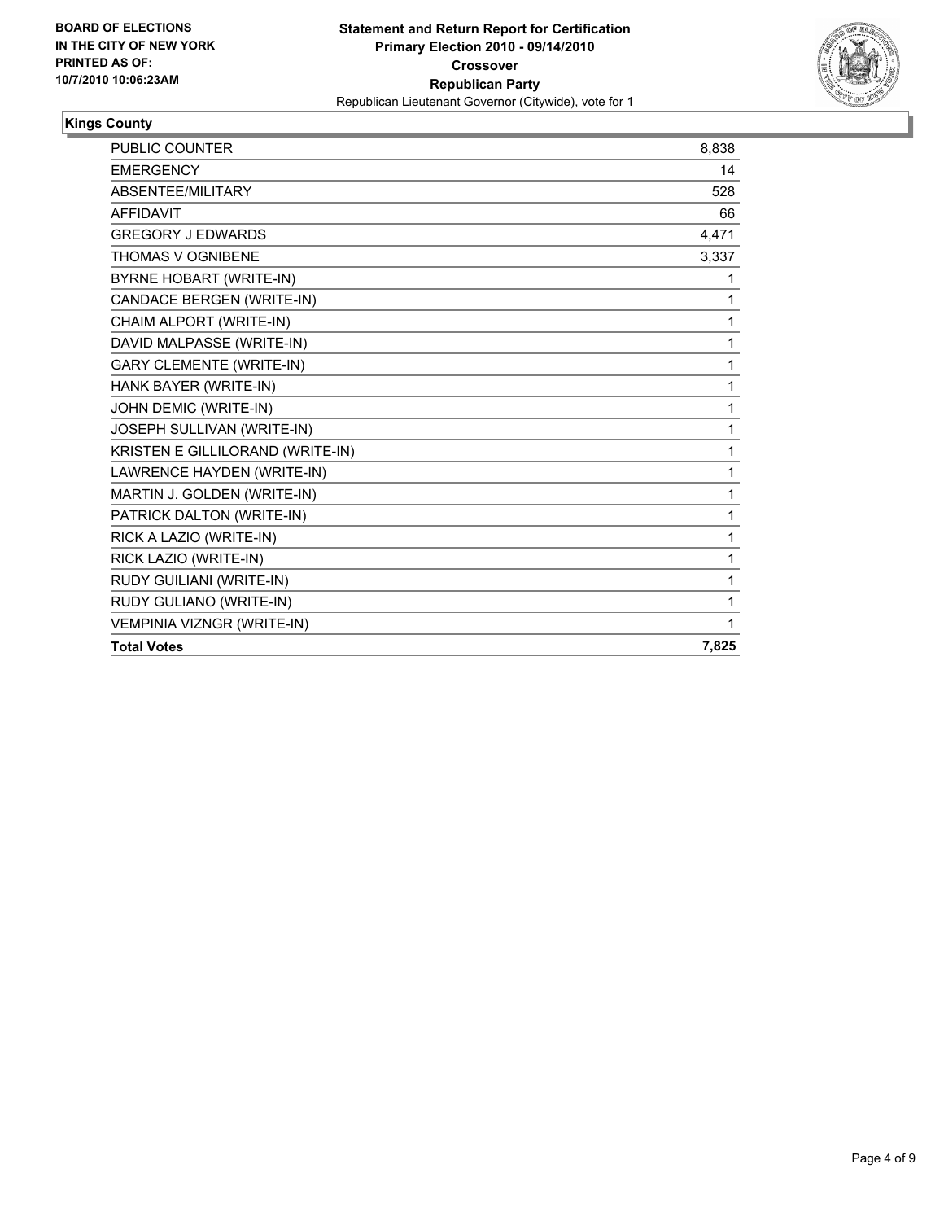**BOARD OF ELECTIONS**
**IN THE CITY OF NEW YORK**
**PRINTED AS OF:**
**10/7/2010 10:06:23AM**

**Statement and Return Report for Certification**
**Primary Election 2010 - 09/14/2010**
**Crossover**
**Republican Party**
Republican Lieutenant Governor (Citywide), vote for 1

## Kings County

| | |
|---|---|
| PUBLIC COUNTER | 8,838 |
| EMERGENCY | 14 |
| ABSENTEE/MILITARY | 528 |
| AFFIDAVIT | 66 |
| GREGORY J EDWARDS | 4,471 |
| THOMAS V OGNIBENE | 3,337 |
| BYRNE HOBART (WRITE-IN) | 1 |
| CANDACE BERGEN (WRITE-IN) | 1 |
| CHAIM ALPORT (WRITE-IN) | 1 |
| DAVID MALPASSE (WRITE-IN) | 1 |
| GARY CLEMENTE (WRITE-IN) | 1 |
| HANK BAYER (WRITE-IN) | 1 |
| JOHN DEMIC (WRITE-IN) | 1 |
| JOSEPH SULLIVAN (WRITE-IN) | 1 |
| KRISTEN E GILLILORAND (WRITE-IN) | 1 |
| LAWRENCE HAYDEN (WRITE-IN) | 1 |
| MARTIN J. GOLDEN (WRITE-IN) | 1 |
| PATRICK DALTON (WRITE-IN) | 1 |
| RICK A LAZIO (WRITE-IN) | 1 |
| RICK LAZIO (WRITE-IN) | 1 |
| RUDY GUILIANI (WRITE-IN) | 1 |
| RUDY GULIANO (WRITE-IN) | 1 |
| VEMPINIA VIZNGR (WRITE-IN) | 1 |
| **Total Votes** | **7,825** |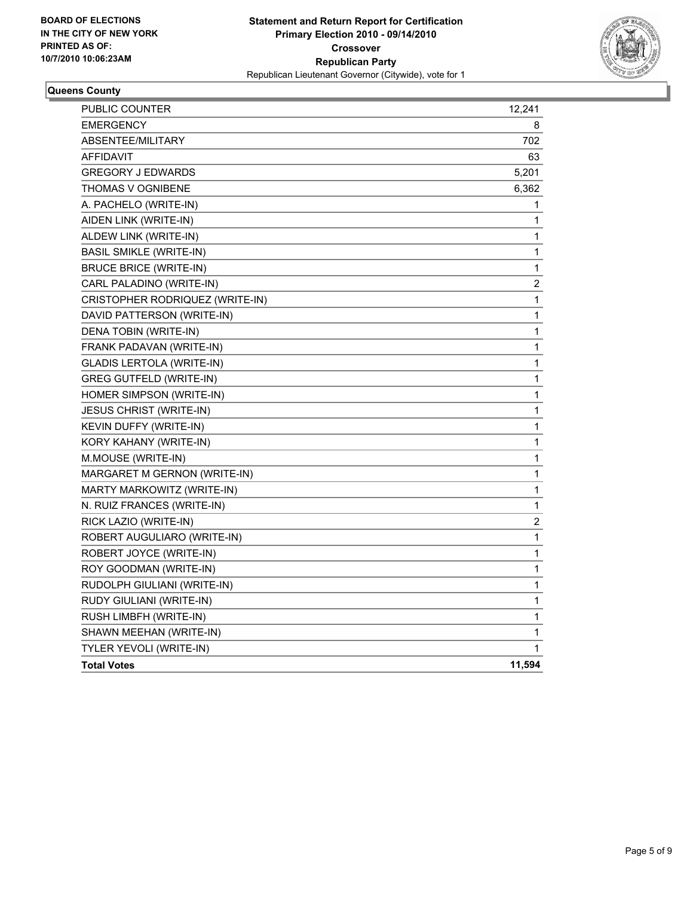**BOARD OF ELECTIONS IN THE CITY OF NEW YORK PRINTED AS OF: 10/7/2010 10:06:23AM**

# Statement and Return Report for Certification
## Primary Election 2010 - 09/14/2010
## Crossover
## Republican Party
Republican Lieutenant Governor (Citywide), vote for 1

### Queens County

| | |
|---|---|
| PUBLIC COUNTER | 12,241 |
| EMERGENCY | 8 |
| ABSENTEE/MILITARY | 702 |
| AFFIDAVIT | 63 |
| GREGORY J EDWARDS | 5,201 |
| THOMAS V OGNIBENE | 6,362 |
| A. PACHELO (WRITE-IN) | 1 |
| AIDEN LINK (WRITE-IN) | 1 |
| ALDEW LINK (WRITE-IN) | 1 |
| BASIL SMIKLE (WRITE-IN) | 1 |
| BRUCE BRICE (WRITE-IN) | 1 |
| CARL PALADINO (WRITE-IN) | 2 |
| CRISTOPHER RODRIQUEZ (WRITE-IN) | 1 |
| DAVID PATTERSON (WRITE-IN) | 1 |
| DENA TOBIN (WRITE-IN) | 1 |
| FRANK PADAVAN (WRITE-IN) | 1 |
| GLADIS LERTOLA (WRITE-IN) | 1 |
| GREG GUTFELD (WRITE-IN) | 1 |
| HOMER SIMPSON (WRITE-IN) | 1 |
| JESUS CHRIST (WRITE-IN) | 1 |
| KEVIN DUFFY (WRITE-IN) | 1 |
| KORY KAHANY (WRITE-IN) | 1 |
| M.MOUSE (WRITE-IN) | 1 |
| MARGARET M GERNON (WRITE-IN) | 1 |
| MARTY MARKOWITZ (WRITE-IN) | 1 |
| N. RUIZ FRANCES (WRITE-IN) | 1 |
| RICK LAZIO (WRITE-IN) | 2 |
| ROBERT AUGULIARO (WRITE-IN) | 1 |
| ROBERT JOYCE (WRITE-IN) | 1 |
| ROY GOODMAN (WRITE-IN) | 1 |
| RUDOLPH GIULIANI (WRITE-IN) | 1 |
| RUDY GIULIANI (WRITE-IN) | 1 |
| RUSH LIMBFH (WRITE-IN) | 1 |
| SHAWN MEEHAN (WRITE-IN) | 1 |
| TYLER YEVOLI (WRITE-IN) | 1 |
| **Total Votes** | **11,594** |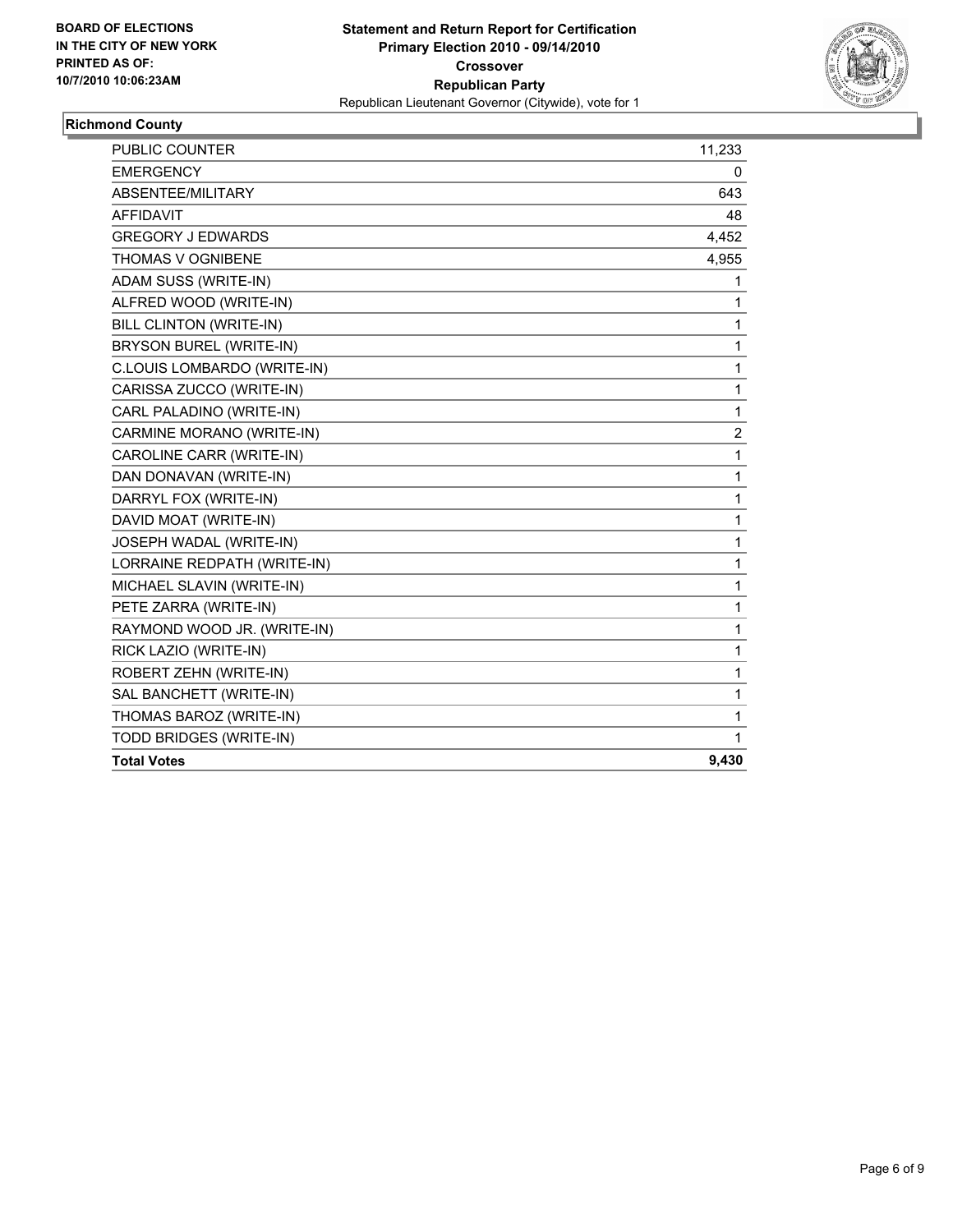**BOARD OF ELECTIONS IN THE CITY OF NEW YORK PRINTED AS OF: 10/7/2010 10:06:23AM**

**Statement and Return Report for Certification**
**Primary Election 2010 - 09/14/2010**
**Crossover**
**Republican Party**
Republican Lieutenant Governor (Citywide), vote for 1

### Richmond County

| | |
|---|---|
| PUBLIC COUNTER | 11,233 |
| EMERGENCY | 0 |
| ABSENTEE/MILITARY | 643 |
| AFFIDAVIT | 48 |
| GREGORY J EDWARDS | 4,452 |
| THOMAS V OGNIBENE | 4,955 |
| ADAM SUSS (WRITE-IN) | 1 |
| ALFRED WOOD (WRITE-IN) | 1 |
| BILL CLINTON (WRITE-IN) | 1 |
| BRYSON BUREL (WRITE-IN) | 1 |
| C.LOUIS LOMBARDO (WRITE-IN) | 1 |
| CARISSA ZUCCO (WRITE-IN) | 1 |
| CARL PALADINO (WRITE-IN) | 1 |
| CARMINE MORANO (WRITE-IN) | 2 |
| CAROLINE CARR (WRITE-IN) | 1 |
| DAN DONAVAN (WRITE-IN) | 1 |
| DARRYL FOX (WRITE-IN) | 1 |
| DAVID MOAT (WRITE-IN) | 1 |
| JOSEPH WADAL (WRITE-IN) | 1 |
| LORRAINE REDPATH (WRITE-IN) | 1 |
| MICHAEL SLAVIN (WRITE-IN) | 1 |
| PETE ZARRA (WRITE-IN) | 1 |
| RAYMOND WOOD JR. (WRITE-IN) | 1 |
| RICK LAZIO (WRITE-IN) | 1 |
| ROBERT ZEHN (WRITE-IN) | 1 |
| SAL BANCHETT (WRITE-IN) | 1 |
| THOMAS BAROZ (WRITE-IN) | 1 |
| TODD BRIDGES (WRITE-IN) | 1 |
| **Total Votes** | **9,430** |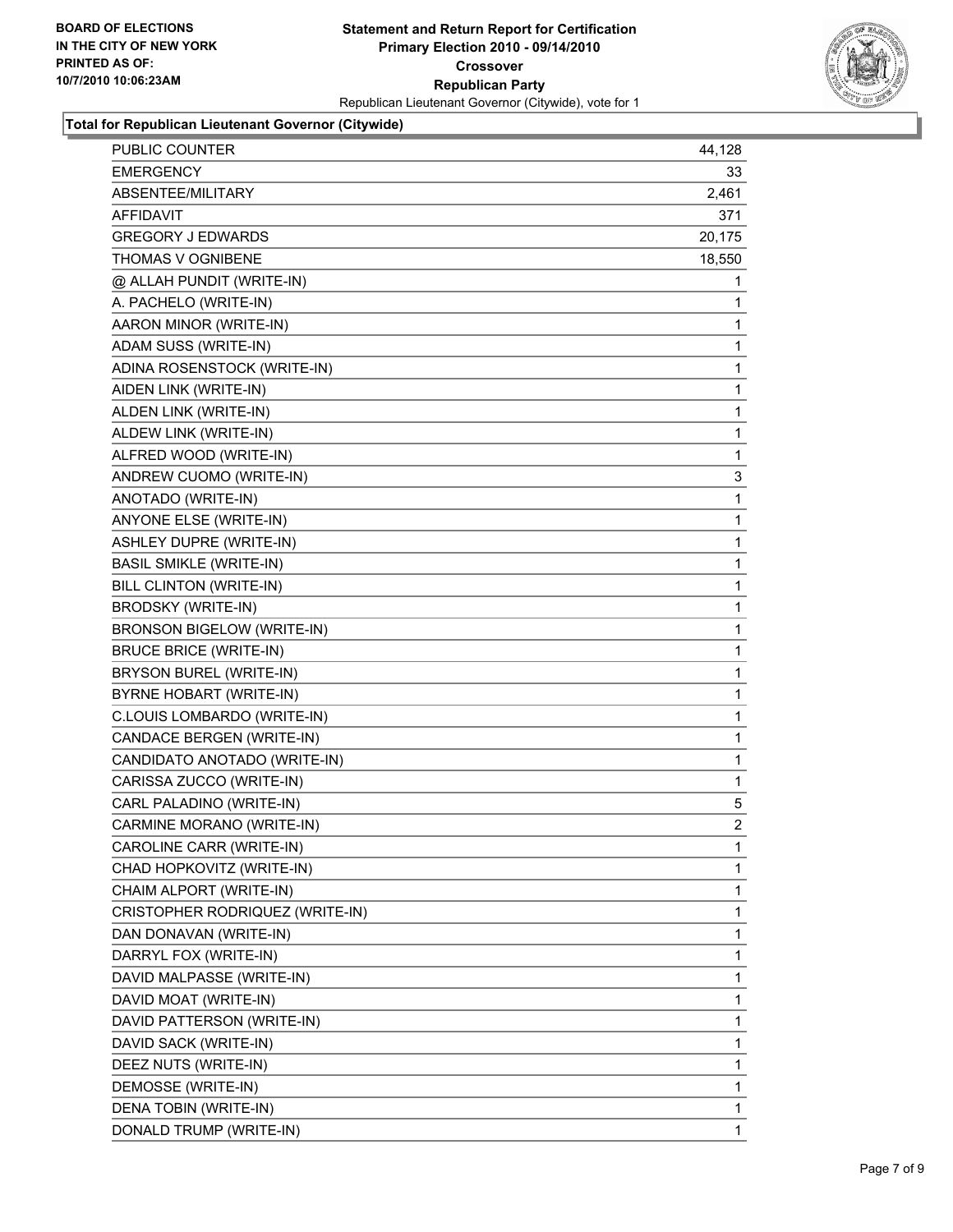**Total for Republican Lieutenant Governor (Citywide)**

| | |
|---|---|
| PUBLIC COUNTER | 44,128 |
| EMERGENCY | 33 |
| ABSENTEE/MILITARY | 2,461 |
| AFFIDAVIT | 371 |
| GREGORY J EDWARDS | 20,175 |
| THOMAS V OGNIBENE | 18,550 |
| @ ALLAH PUNDIT (WRITE-IN) | 1 |
| A. PACHELO (WRITE-IN) | 1 |
| AARON MINOR (WRITE-IN) | 1 |
| ADAM SUSS (WRITE-IN) | 1 |
| ADINA ROSENSTOCK (WRITE-IN) | 1 |
| AIDEN LINK (WRITE-IN) | 1 |
| ALDEN LINK (WRITE-IN) | 1 |
| ALDEW LINK (WRITE-IN) | 1 |
| ALFRED WOOD (WRITE-IN) | 1 |
| ANDREW CUOMO (WRITE-IN) | 3 |
| ANOTADO (WRITE-IN) | 1 |
| ANYONE ELSE (WRITE-IN) | 1 |
| ASHLEY DUPRE (WRITE-IN) | 1 |
| BASIL SMIKLE (WRITE-IN) | 1 |
| BILL CLINTON (WRITE-IN) | 1 |
| BRODSKY (WRITE-IN) | 1 |
| BRONSON BIGELOW (WRITE-IN) | 1 |
| BRUCE BRICE (WRITE-IN) | 1 |
| BRYSON BUREL (WRITE-IN) | 1 |
| BYRNE HOBART (WRITE-IN) | 1 |
| C.LOUIS LOMBARDO (WRITE-IN) | 1 |
| CANDACE BERGEN (WRITE-IN) | 1 |
| CANDIDATO ANOTADO (WRITE-IN) | 1 |
| CARISSA ZUCCO (WRITE-IN) | 1 |
| CARL PALADINO (WRITE-IN) | 5 |
| CARMINE MORANO (WRITE-IN) | 2 |
| CAROLINE CARR (WRITE-IN) | 1 |
| CHAD HOPKOVITZ (WRITE-IN) | 1 |
| CHAIM ALPORT (WRITE-IN) | 1 |
| CRISTOPHER RODRIQUEZ (WRITE-IN) | 1 |
| DAN DONAVAN (WRITE-IN) | 1 |
| DARRYL FOX (WRITE-IN) | 1 |
| DAVID MALPASSE (WRITE-IN) | 1 |
| DAVID MOAT (WRITE-IN) | 1 |
| DAVID PATTERSON (WRITE-IN) | 1 |
| DAVID SACK (WRITE-IN) | 1 |
| DEEZ NUTS (WRITE-IN) | 1 |
| DEMOSSE (WRITE-IN) | 1 |
| DENA TOBIN (WRITE-IN) | 1 |
| DONALD TRUMP (WRITE-IN) | 1 |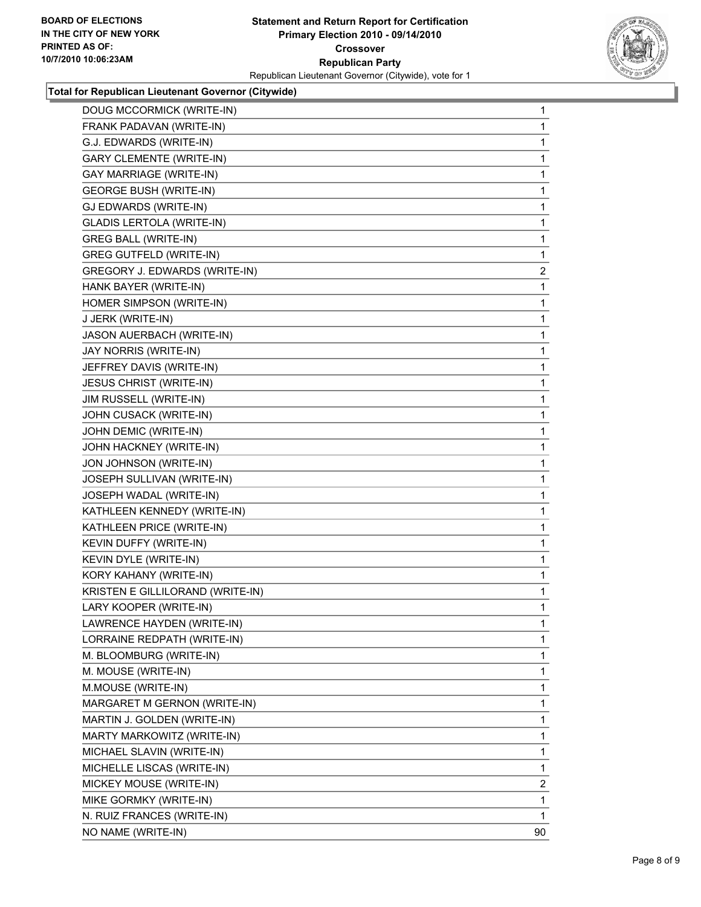**BOARD OF ELECTIONS IN THE CITY OF NEW YORK PRINTED AS OF: 10/7/2010 10:06:23AM**

**Statement and Return Report for Certification**
**Primary Election 2010 - 09/14/2010**
**Crossover**
**Republican Party**
Republican Lieutenant Governor (Citywide), vote for 1

**Total for Republican Lieutenant Governor (Citywide)**

| | |
|---|---|
| DOUG MCCORMICK (WRITE-IN) | 1 |
| FRANK PADAVAN (WRITE-IN) | 1 |
| G.J. EDWARDS (WRITE-IN) | 1 |
| GARY CLEMENTE (WRITE-IN) | 1 |
| GAY MARRIAGE (WRITE-IN) | 1 |
| GEORGE BUSH (WRITE-IN) | 1 |
| GJ EDWARDS (WRITE-IN) | 1 |
| GLADIS LERTOLA (WRITE-IN) | 1 |
| GREG BALL (WRITE-IN) | 1 |
| GREG GUTFELD (WRITE-IN) | 1 |
| GREGORY J. EDWARDS (WRITE-IN) | 2 |
| HANK BAYER (WRITE-IN) | 1 |
| HOMER SIMPSON (WRITE-IN) | 1 |
| J JERK (WRITE-IN) | 1 |
| JASON AUERBACH (WRITE-IN) | 1 |
| JAY NORRIS (WRITE-IN) | 1 |
| JEFFREY DAVIS (WRITE-IN) | 1 |
| JESUS CHRIST (WRITE-IN) | 1 |
| JIM RUSSELL (WRITE-IN) | 1 |
| JOHN CUSACK (WRITE-IN) | 1 |
| JOHN DEMIC (WRITE-IN) | 1 |
| JOHN HACKNEY (WRITE-IN) | 1 |
| JON JOHNSON (WRITE-IN) | 1 |
| JOSEPH SULLIVAN (WRITE-IN) | 1 |
| JOSEPH WADAL (WRITE-IN) | 1 |
| KATHLEEN KENNEDY (WRITE-IN) | 1 |
| KATHLEEN PRICE (WRITE-IN) | 1 |
| KEVIN DUFFY (WRITE-IN) | 1 |
| KEVIN DYLE (WRITE-IN) | 1 |
| KORY KAHANY (WRITE-IN) | 1 |
| KRISTEN E GILLILORAND (WRITE-IN) | 1 |
| LARY KOOPER (WRITE-IN) | 1 |
| LAWRENCE HAYDEN (WRITE-IN) | 1 |
| LORRAINE REDPATH (WRITE-IN) | 1 |
| M. BLOOMBURG (WRITE-IN) | 1 |
| M. MOUSE (WRITE-IN) | 1 |
| M.MOUSE (WRITE-IN) | 1 |
| MARGARET M GERNON (WRITE-IN) | 1 |
| MARTIN J. GOLDEN (WRITE-IN) | 1 |
| MARTY MARKOWITZ (WRITE-IN) | 1 |
| MICHAEL SLAVIN (WRITE-IN) | 1 |
| MICHELLE LISCAS (WRITE-IN) | 1 |
| MICKEY MOUSE (WRITE-IN) | 2 |
| MIKE GORMKY (WRITE-IN) | 1 |
| N. RUIZ FRANCES (WRITE-IN) | 1 |
| NO NAME (WRITE-IN) | 90 |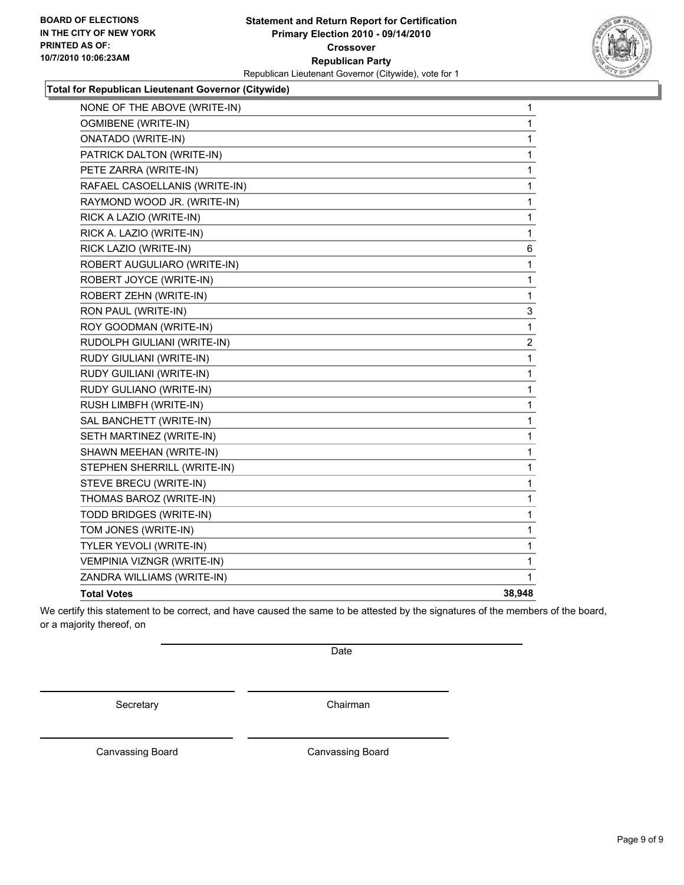**BOARD OF ELECTIONS IN THE CITY OF NEW YORK PRINTED AS OF: 10/7/2010 10:06:23AM**

**Statement and Return Report for Certification Primary Election 2010 - 09/14/2010 Crossover Republican Party**

Republican Lieutenant Governor (Citywide), vote for 1

**Total for Republican Lieutenant Governor (Citywide)**

| | |
|---|---|
| NONE OF THE ABOVE (WRITE-IN) | 1 |
| OGMIBENE (WRITE-IN) | 1 |
| ONATADO (WRITE-IN) | 1 |
| PATRICK DALTON (WRITE-IN) | 1 |
| PETE ZARRA (WRITE-IN) | 1 |
| RAFAEL CASOELLANIS (WRITE-IN) | 1 |
| RAYMOND WOOD JR. (WRITE-IN) | 1 |
| RICK A LAZIO (WRITE-IN) | 1 |
| RICK A. LAZIO (WRITE-IN) | 1 |
| RICK LAZIO (WRITE-IN) | 6 |
| ROBERT AUGULIARO (WRITE-IN) | 1 |
| ROBERT JOYCE (WRITE-IN) | 1 |
| ROBERT ZEHN (WRITE-IN) | 1 |
| RON PAUL (WRITE-IN) | 3 |
| ROY GOODMAN (WRITE-IN) | 1 |
| RUDOLPH GIULIANI (WRITE-IN) | 2 |
| RUDY GIULIANI (WRITE-IN) | 1 |
| RUDY GUILIANI (WRITE-IN) | 1 |
| RUDY GULIANO (WRITE-IN) | 1 |
| RUSH LIMBFH (WRITE-IN) | 1 |
| SAL BANCHETT (WRITE-IN) | 1 |
| SETH MARTINEZ (WRITE-IN) | 1 |
| SHAWN MEEHAN (WRITE-IN) | 1 |
| STEPHEN SHERRILL (WRITE-IN) | 1 |
| STEVE BRECU (WRITE-IN) | 1 |
| THOMAS BAROZ (WRITE-IN) | 1 |
| TODD BRIDGES (WRITE-IN) | 1 |
| TOM JONES (WRITE-IN) | 1 |
| TYLER YEVOLI (WRITE-IN) | 1 |
| VEMPINIA VIZNGR (WRITE-IN) | 1 |
| ZANDRA WILLIAMS (WRITE-IN) | 1 |
| **Total Votes** | **38,948** |

We certify this statement to be correct, and have caused the same to be attested by the signatures of the members of the board, or a majority thereof, on

Date

Secretary

Chairman

Canvassing Board

Canvassing Board